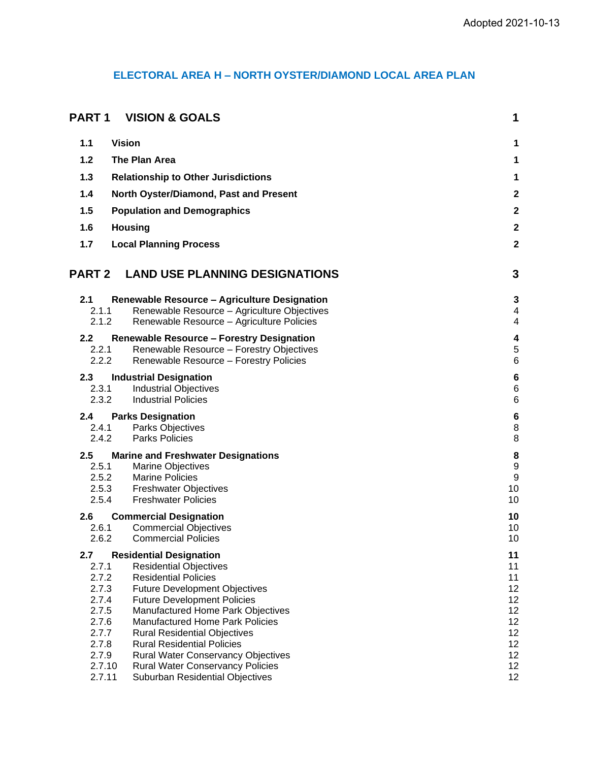Adopted 2021-10-13

# ELECTORAL AREA H – NORTH OYSTER/DIAMOND LOCAL AREA PLAN

| | | |
|---|---|---|
| **PART 1** | **VISION & GOALS** | **1** |
| **1.1** | **Vision** | **1** |
| **1.2** | **The Plan Area** | **1** |
| **1.3** | **Relationship to Other Jurisdictions** | **1** |
| **1.4** | **North Oyster/Diamond, Past and Present** | **2** |
| **1.5** | **Population and Demographics** | **2** |
| **1.6** | **Housing** | **2** |
| **1.7** | **Local Planning Process** | **2** |
| **PART 2** | **LAND USE PLANNING DESIGNATIONS** | **3** |
| **2.1** | **Renewable Resource – Agriculture Designation** | **3** |
| 2.1.1 | Renewable Resource – Agriculture Objectives | 4 |
| 2.1.2 | Renewable Resource – Agriculture Policies | 4 |
| **2.2** | **Renewable Resource – Forestry Designation** | **4** |
| 2.2.1 | Renewable Resource – Forestry Objectives | 5 |
| 2.2.2 | Renewable Resource – Forestry Policies | 6 |
| **2.3** | **Industrial Designation** | **6** |
| 2.3.1 | Industrial Objectives | 6 |
| 2.3.2 | Industrial Policies | 6 |
| **2.4** | **Parks Designation** | **6** |
| 2.4.1 | Parks Objectives | 8 |
| 2.4.2 | Parks Policies | 8 |
| **2.5** | **Marine and Freshwater Designations** | **8** |
| 2.5.1 | Marine Objectives | 9 |
| 2.5.2 | Marine Policies | 9 |
| 2.5.3 | Freshwater Objectives | 10 |
| 2.5.4 | Freshwater Policies | 10 |
| **2.6** | **Commercial Designation** | **10** |
| 2.6.1 | Commercial Objectives | 10 |
| 2.6.2 | Commercial Policies | 10 |
| **2.7** | **Residential Designation** | **11** |
| 2.7.1 | Residential Objectives | 11 |
| 2.7.2 | Residential Policies | 11 |
| 2.7.3 | Future Development Objectives | 12 |
| 2.7.4 | Future Development Policies | 12 |
| 2.7.5 | Manufactured Home Park Objectives | 12 |
| 2.7.6 | Manufactured Home Park Policies | 12 |
| 2.7.7 | Rural Residential Objectives | 12 |
| 2.7.8 | Rural Residential Policies | 12 |
| 2.7.9 | Rural Water Conservancy Objectives | 12 |
| 2.7.10 | Rural Water Conservancy Policies | 12 |
| 2.7.11 | Suburban Residential Objectives | 12 |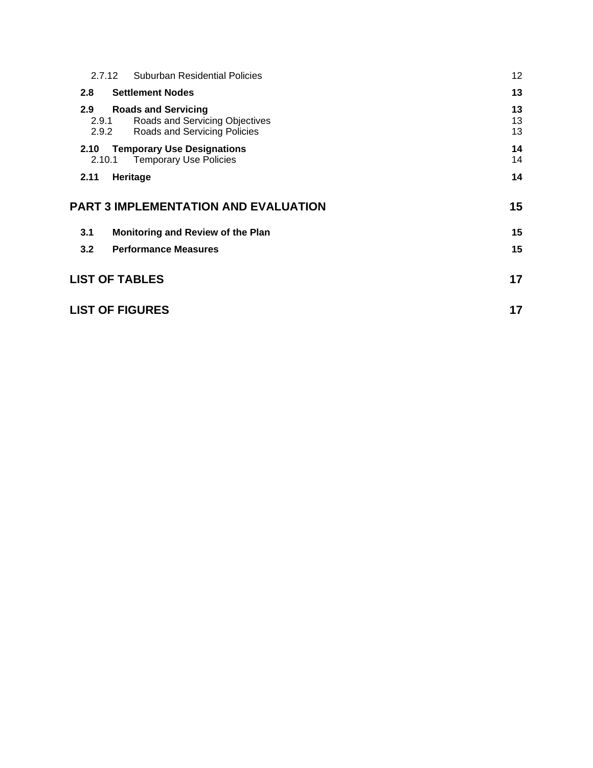2.7.12 Suburban Residential Policies 12

**2.8 Settlement Nodes 13**

**2.9 Roads and Servicing 13**

2.9.1 Roads and Servicing Objectives 13

2.9.2 Roads and Servicing Policies 13

**2.10 Temporary Use Designations 14**

2.10.1 Temporary Use Policies 14

**2.11 Heritage 14**

**PART 3 IMPLEMENTATION AND EVALUATION 15**

**3.1 Monitoring and Review of the Plan 15**

**3.2 Performance Measures 15**

**LIST OF TABLES 17**

**LIST OF FIGURES 17**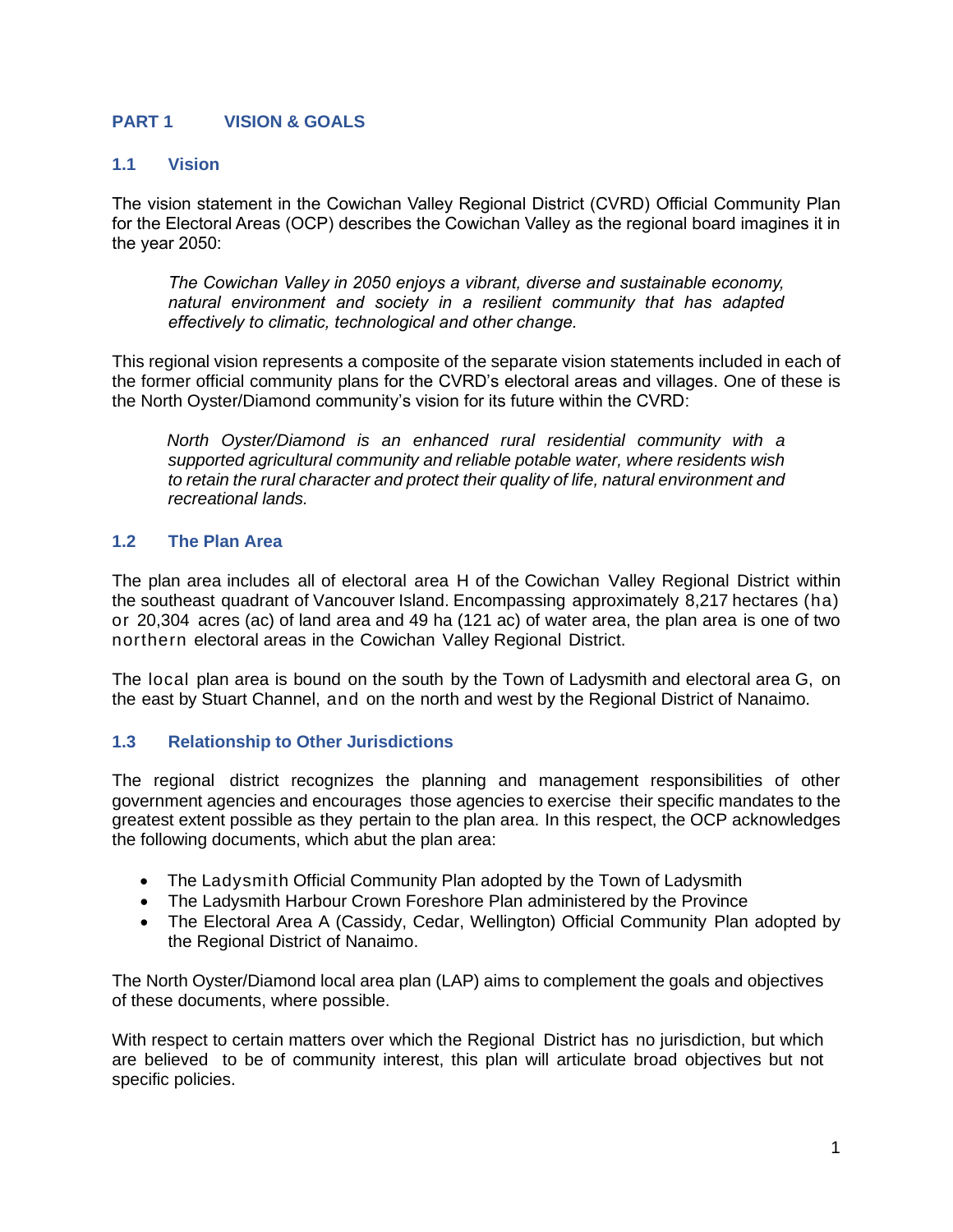# PART 1 VISION & GOALS

## 1.1 Vision

The vision statement in the Cowichan Valley Regional District (CVRD) Official Community Plan for the Electoral Areas (OCP) describes the Cowichan Valley as the regional board imagines it in the year 2050:

> *The Cowichan Valley in 2050 enjoys a vibrant, diverse and sustainable economy, natural environment and society in a resilient community that has adapted effectively to climatic, technological and other change.*

This regional vision represents a composite of the separate vision statements included in each of the former official community plans for the CVRD's electoral areas and villages. One of these is the North Oyster/Diamond community's vision for its future within the CVRD:

> *North Oyster/Diamond is an enhanced rural residential community with a supported agricultural community and reliable potable water, where residents wish to retain the rural character and protect their quality of life, natural environment and recreational lands.*

## 1.2 The Plan Area

The plan area includes all of electoral area H of the Cowichan Valley Regional District within the southeast quadrant of Vancouver Island. Encompassing approximately 8,217 hectares (ha) or 20,304 acres (ac) of land area and 49 ha (121 ac) of water area, the plan area is one of two northern electoral areas in the Cowichan Valley Regional District.

The local plan area is bound on the south by the Town of Ladysmith and electoral area G, on the east by Stuart Channel, and on the north and west by the Regional District of Nanaimo.

## 1.3 Relationship to Other Jurisdictions

The regional district recognizes the planning and management responsibilities of other government agencies and encourages those agencies to exercise their specific mandates to the greatest extent possible as they pertain to the plan area. In this respect, the OCP acknowledges the following documents, which abut the plan area:

- The Ladysmith Official Community Plan adopted by the Town of Ladysmith
- The Ladysmith Harbour Crown Foreshore Plan administered by the Province
- The Electoral Area A (Cassidy, Cedar, Wellington) Official Community Plan adopted by the Regional District of Nanaimo.

The North Oyster/Diamond local area plan (LAP) aims to complement the goals and objectives of these documents, where possible.

With respect to certain matters over which the Regional District has no jurisdiction, but which are believed to be of community interest, this plan will articulate broad objectives but not specific policies.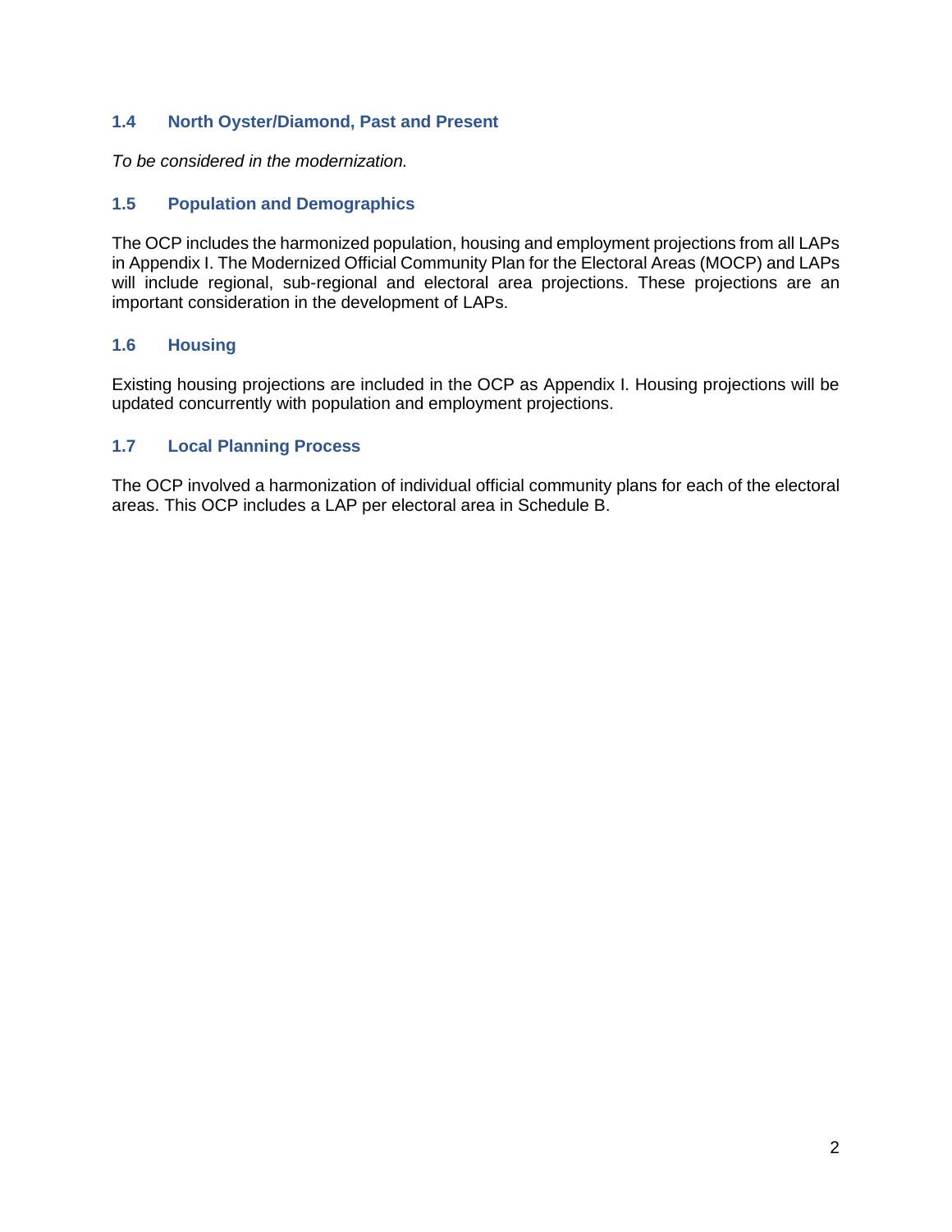### 1.4 North Oyster/Diamond, Past and Present

*To be considered in the modernization.*

### 1.5 Population and Demographics

The OCP includes the harmonized population, housing and employment projections from all LAPs in Appendix I. The Modernized Official Community Plan for the Electoral Areas (MOCP) and LAPs will include regional, sub-regional and electoral area projections. These projections are an important consideration in the development of LAPs.

### 1.6 Housing

Existing housing projections are included in the OCP as Appendix I. Housing projections will be updated concurrently with population and employment projections.

### 1.7 Local Planning Process

The OCP involved a harmonization of individual official community plans for each of the electoral areas. This OCP includes a LAP per electoral area in Schedule B.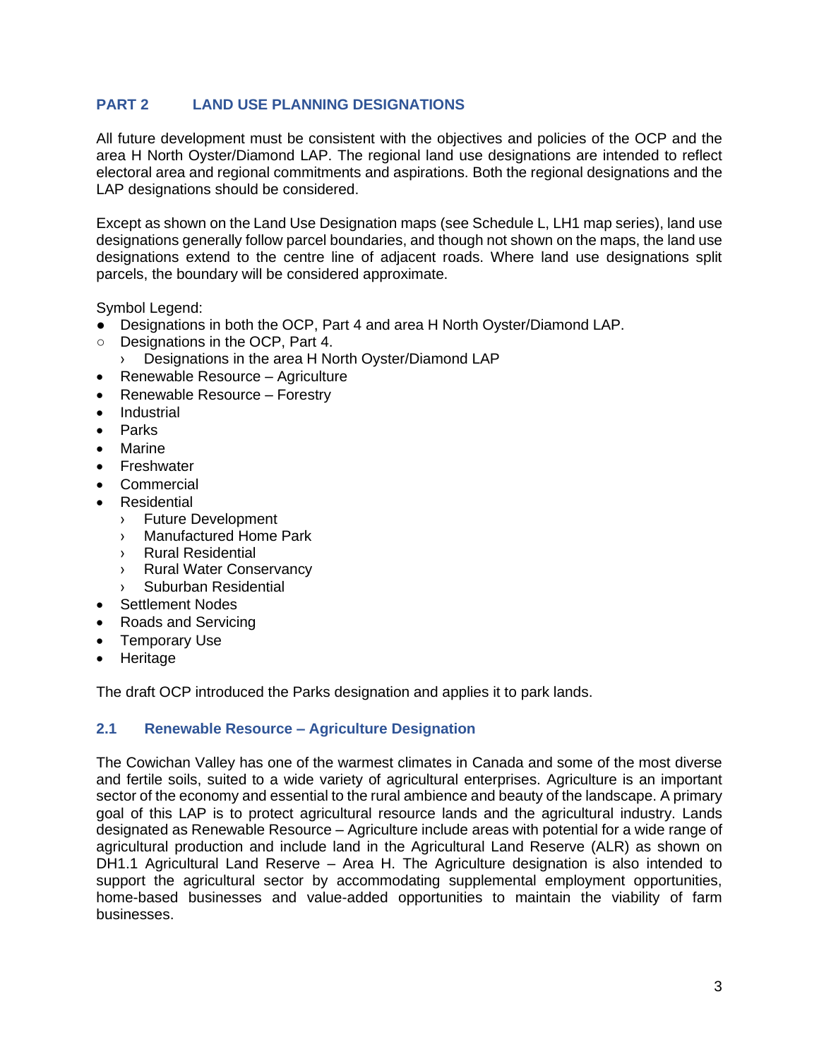## PART 2 LAND USE PLANNING DESIGNATIONS

All future development must be consistent with the objectives and policies of the OCP and the area H North Oyster/Diamond LAP. The regional land use designations are intended to reflect electoral area and regional commitments and aspirations. Both the regional designations and the LAP designations should be considered.

Except as shown on the Land Use Designation maps (see Schedule L, LH1 map series), land use designations generally follow parcel boundaries, and though not shown on the maps, the land use designations extend to the centre line of adjacent roads. Where land use designations split parcels, the boundary will be considered approximate.

Symbol Legend:

- ● Designations in both the OCP, Part 4 and area H North Oyster/Diamond LAP.
- ○ Designations in the OCP, Part 4.
  - › Designations in the area H North Oyster/Diamond LAP
- Renewable Resource – Agriculture
- Renewable Resource – Forestry
- Industrial
- Parks
- Marine
- Freshwater
- Commercial
- Residential
  - › Future Development
  - › Manufactured Home Park
  - › Rural Residential
  - › Rural Water Conservancy
  - › Suburban Residential
- Settlement Nodes
- Roads and Servicing
- Temporary Use
- Heritage

The draft OCP introduced the Parks designation and applies it to park lands.

### 2.1 Renewable Resource – Agriculture Designation

The Cowichan Valley has one of the warmest climates in Canada and some of the most diverse and fertile soils, suited to a wide variety of agricultural enterprises. Agriculture is an important sector of the economy and essential to the rural ambience and beauty of the landscape. A primary goal of this LAP is to protect agricultural resource lands and the agricultural industry. Lands designated as Renewable Resource – Agriculture include areas with potential for a wide range of agricultural production and include land in the Agricultural Land Reserve (ALR) as shown on DH1.1 Agricultural Land Reserve – Area H. The Agriculture designation is also intended to support the agricultural sector by accommodating supplemental employment opportunities, home-based businesses and value-added opportunities to maintain the viability of farm businesses.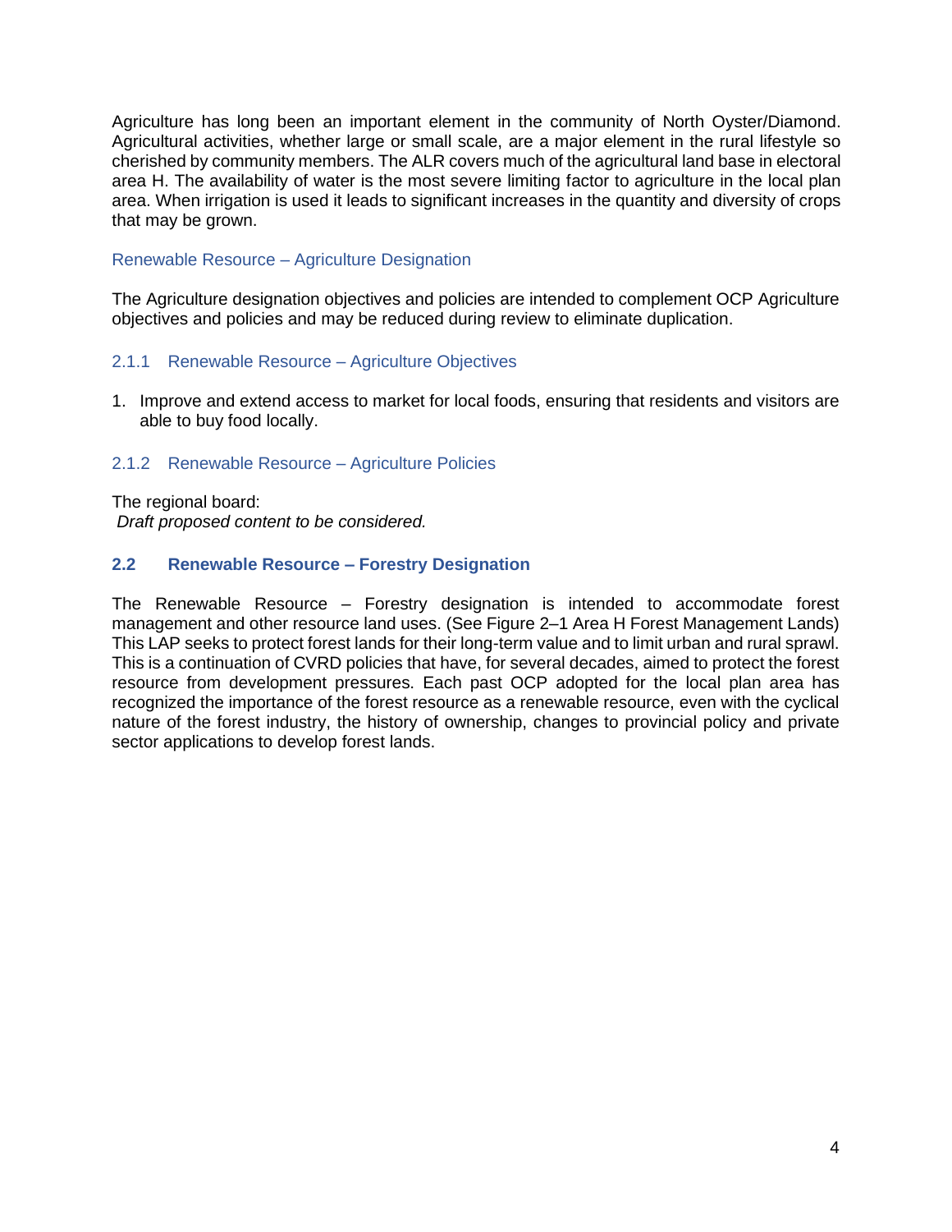Agriculture has long been an important element in the community of North Oyster/Diamond. Agricultural activities, whether large or small scale, are a major element in the rural lifestyle so cherished by community members. The ALR covers much of the agricultural land base in electoral area H. The availability of water is the most severe limiting factor to agriculture in the local plan area. When irrigation is used it leads to significant increases in the quantity and diversity of crops that may be grown.

### Renewable Resource – Agriculture Designation

The Agriculture designation objectives and policies are intended to complement OCP Agriculture objectives and policies and may be reduced during review to eliminate duplication.

#### 2.1.1 Renewable Resource – Agriculture Objectives

1. Improve and extend access to market for local foods, ensuring that residents and visitors are able to buy food locally.

#### 2.1.2 Renewable Resource – Agriculture Policies

The regional board:
*Draft proposed content to be considered.*

## 2.2 Renewable Resource – Forestry Designation

The Renewable Resource – Forestry designation is intended to accommodate forest management and other resource land uses. (See Figure 2–1 Area H Forest Management Lands) This LAP seeks to protect forest lands for their long-term value and to limit urban and rural sprawl. This is a continuation of CVRD policies that have, for several decades, aimed to protect the forest resource from development pressures. Each past OCP adopted for the local plan area has recognized the importance of the forest resource as a renewable resource, even with the cyclical nature of the forest industry, the history of ownership, changes to provincial policy and private sector applications to develop forest lands.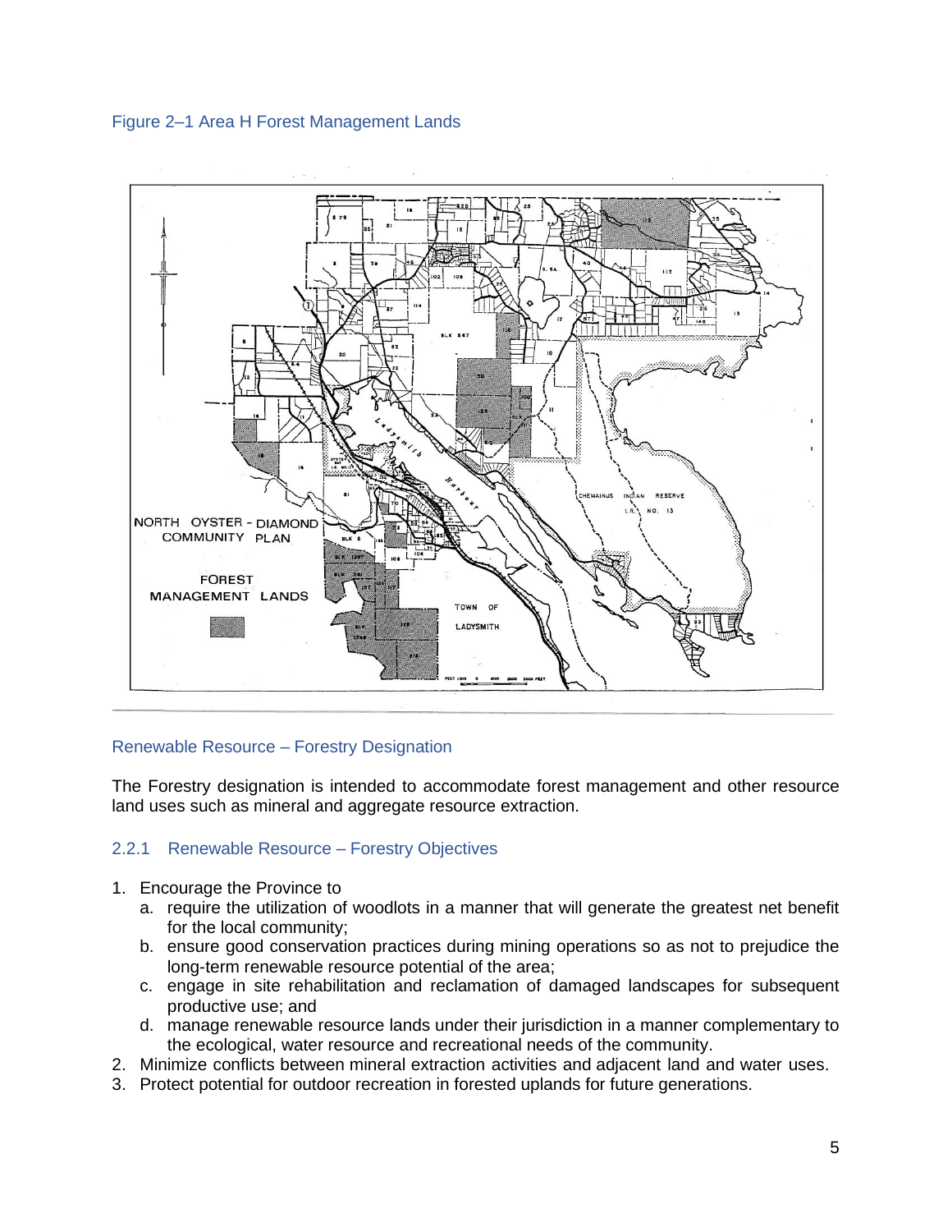Figure 2–1 Area H Forest Management Lands

### Renewable Resource – Forestry Designation

The Forestry designation is intended to accommodate forest management and other resource land uses such as mineral and aggregate resource extraction.

### 2.2.1 Renewable Resource – Forestry Objectives

1. Encourage the Province to
   a. require the utilization of woodlots in a manner that will generate the greatest net benefit for the local community;
   b. ensure good conservation practices during mining operations so as not to prejudice the long-term renewable resource potential of the area;
   c. engage in site rehabilitation and reclamation of damaged landscapes for subsequent productive use; and
   d. manage renewable resource lands under their jurisdiction in a manner complementary to the ecological, water resource and recreational needs of the community.
2. Minimize conflicts between mineral extraction activities and adjacent land and water uses.
3. Protect potential for outdoor recreation in forested uplands for future generations.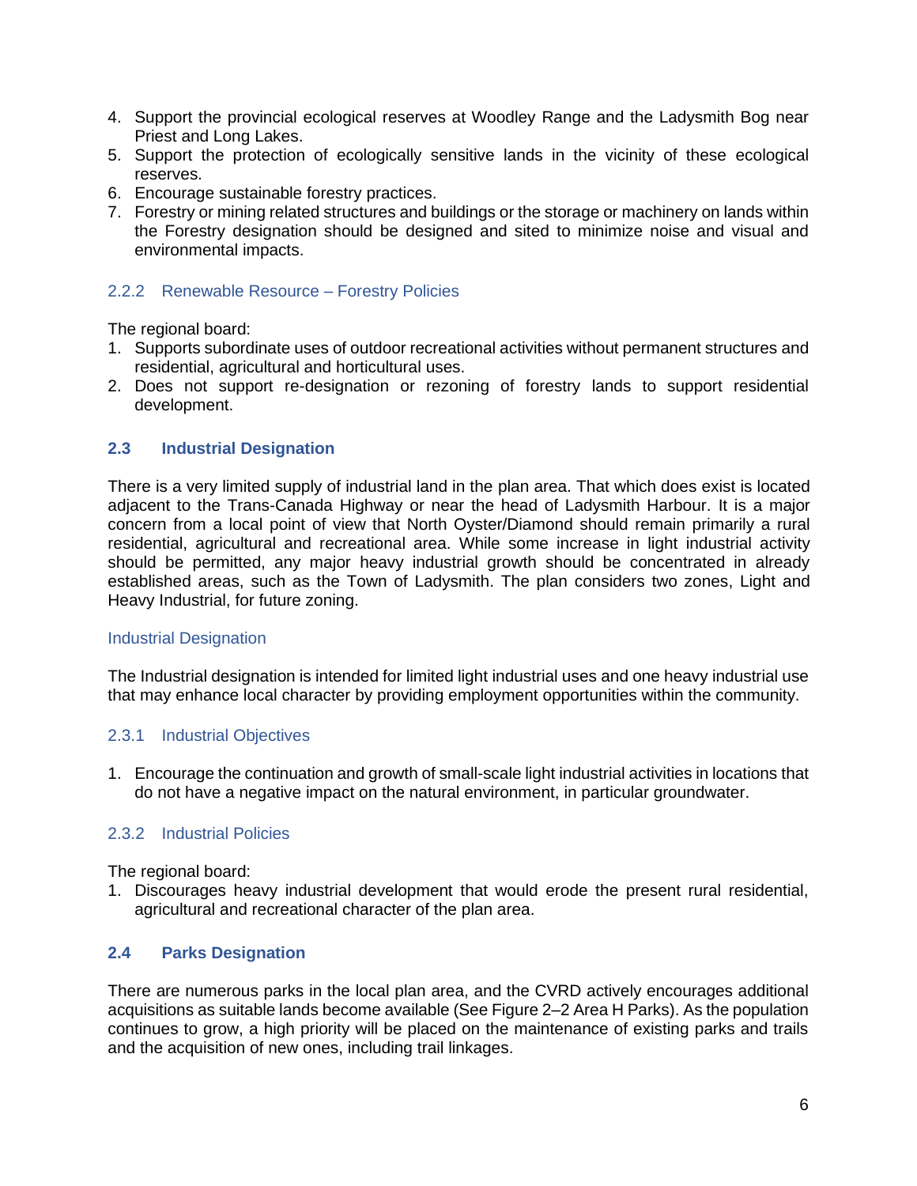4. Support the provincial ecological reserves at Woodley Range and the Ladysmith Bog near Priest and Long Lakes.
5. Support the protection of ecologically sensitive lands in the vicinity of these ecological reserves.
6. Encourage sustainable forestry practices.
7. Forestry or mining related structures and buildings or the storage or machinery on lands within the Forestry designation should be designed and sited to minimize noise and visual and environmental impacts.

### 2.2.2 Renewable Resource – Forestry Policies

The regional board:

1. Supports subordinate uses of outdoor recreational activities without permanent structures and residential, agricultural and horticultural uses.
2. Does not support re-designation or rezoning of forestry lands to support residential development.

## 2.3 Industrial Designation

There is a very limited supply of industrial land in the plan area. That which does exist is located adjacent to the Trans-Canada Highway or near the head of Ladysmith Harbour. It is a major concern from a local point of view that North Oyster/Diamond should remain primarily a rural residential, agricultural and recreational area. While some increase in light industrial activity should be permitted, any major heavy industrial growth should be concentrated in already established areas, such as the Town of Ladysmith. The plan considers two zones, Light and Heavy Industrial, for future zoning.

### Industrial Designation

The Industrial designation is intended for limited light industrial uses and one heavy industrial use that may enhance local character by providing employment opportunities within the community.

### 2.3.1 Industrial Objectives

1. Encourage the continuation and growth of small-scale light industrial activities in locations that do not have a negative impact on the natural environment, in particular groundwater.

### 2.3.2 Industrial Policies

The regional board:

1. Discourages heavy industrial development that would erode the present rural residential, agricultural and recreational character of the plan area.

## 2.4 Parks Designation

There are numerous parks in the local plan area, and the CVRD actively encourages additional acquisitions as suitable lands become available (See Figure 2–2 Area H Parks). As the population continues to grow, a high priority will be placed on the maintenance of existing parks and trails and the acquisition of new ones, including trail linkages.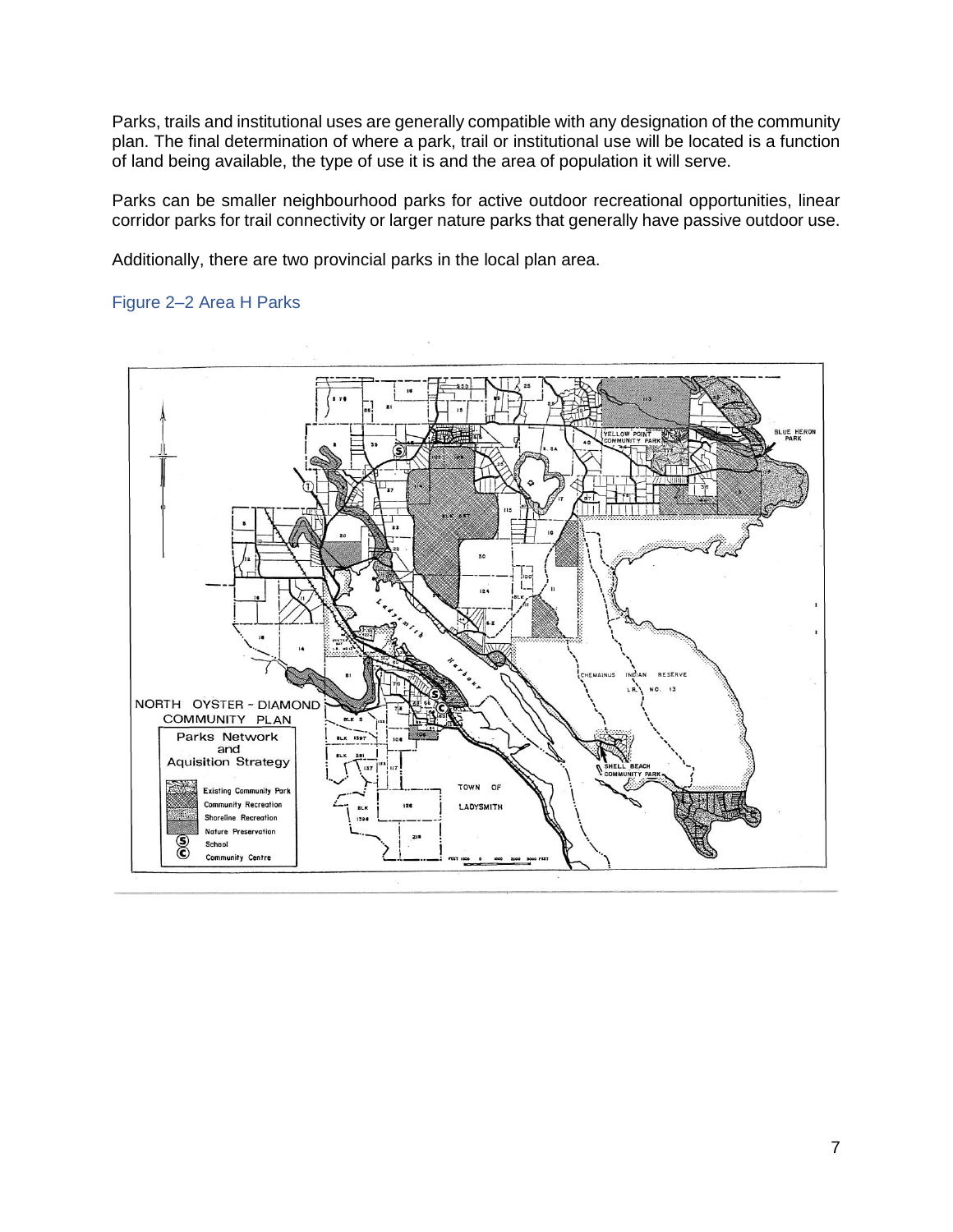Parks, trails and institutional uses are generally compatible with any designation of the community plan. The final determination of where a park, trail or institutional use will be located is a function of land being available, the type of use it is and the area of population it will serve.

Parks can be smaller neighbourhood parks for active outdoor recreational opportunities, linear corridor parks for trail connectivity or larger nature parks that generally have passive outdoor use.

Additionally, there are two provincial parks in the local plan area.

Figure 2–2 Area H Parks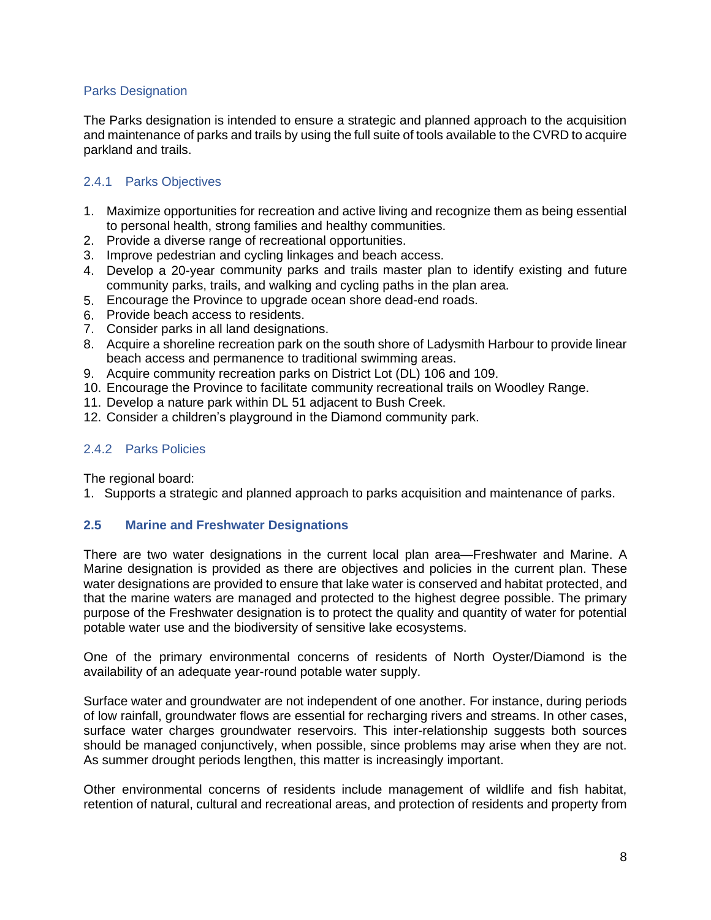### Parks Designation

The Parks designation is intended to ensure a strategic and planned approach to the acquisition and maintenance of parks and trails by using the full suite of tools available to the CVRD to acquire parkland and trails.

#### 2.4.1 Parks Objectives

1. Maximize opportunities for recreation and active living and recognize them as being essential to personal health, strong families and healthy communities.
2. Provide a diverse range of recreational opportunities.
3. Improve pedestrian and cycling linkages and beach access.
4. Develop a 20-year community parks and trails master plan to identify existing and future community parks, trails, and walking and cycling paths in the plan area.
5. Encourage the Province to upgrade ocean shore dead-end roads.
6. Provide beach access to residents.
7. Consider parks in all land designations.
8. Acquire a shoreline recreation park on the south shore of Ladysmith Harbour to provide linear beach access and permanence to traditional swimming areas.
9. Acquire community recreation parks on District Lot (DL) 106 and 109.
10. Encourage the Province to facilitate community recreational trails on Woodley Range.
11. Develop a nature park within DL 51 adjacent to Bush Creek.
12. Consider a children's playground in the Diamond community park.

#### 2.4.2 Parks Policies

The regional board:

1. Supports a strategic and planned approach to parks acquisition and maintenance of parks.

## 2.5 Marine and Freshwater Designations

There are two water designations in the current local plan area—Freshwater and Marine. A Marine designation is provided as there are objectives and policies in the current plan. These water designations are provided to ensure that lake water is conserved and habitat protected, and that the marine waters are managed and protected to the highest degree possible. The primary purpose of the Freshwater designation is to protect the quality and quantity of water for potential potable water use and the biodiversity of sensitive lake ecosystems.

One of the primary environmental concerns of residents of North Oyster/Diamond is the availability of an adequate year-round potable water supply.

Surface water and groundwater are not independent of one another. For instance, during periods of low rainfall, groundwater flows are essential for recharging rivers and streams. In other cases, surface water charges groundwater reservoirs. This inter-relationship suggests both sources should be managed conjunctively, when possible, since problems may arise when they are not. As summer drought periods lengthen, this matter is increasingly important.

Other environmental concerns of residents include management of wildlife and fish habitat, retention of natural, cultural and recreational areas, and protection of residents and property from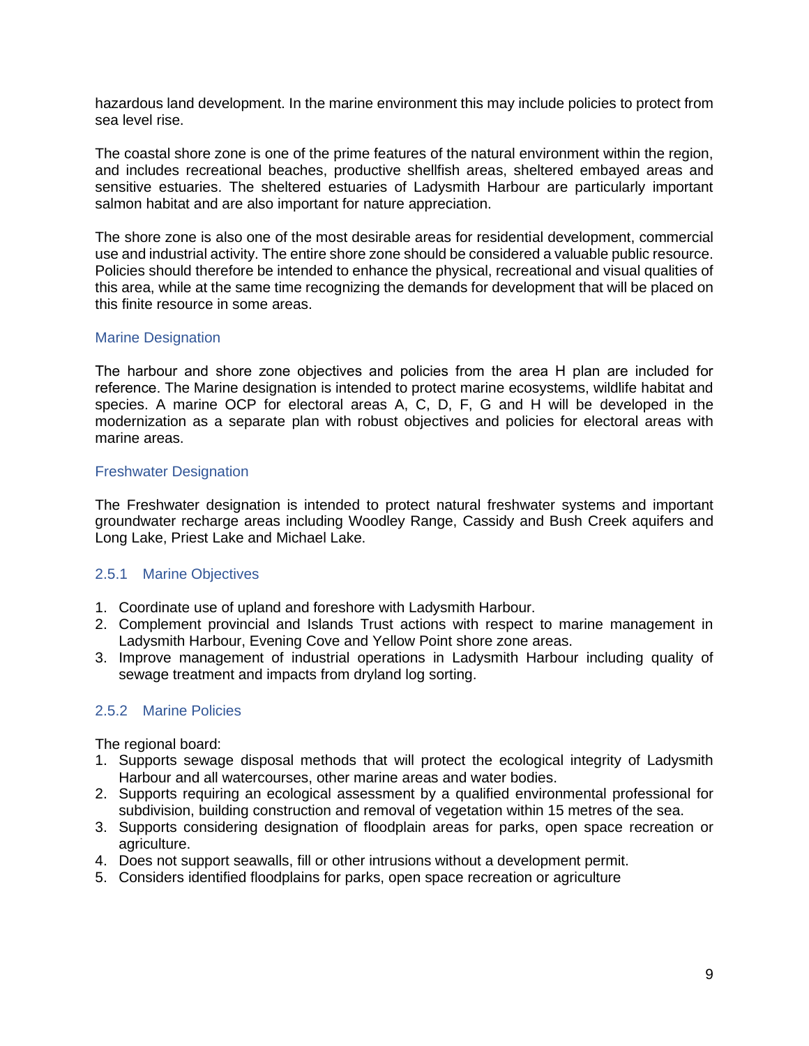hazardous land development. In the marine environment this may include policies to protect from sea level rise.

The coastal shore zone is one of the prime features of the natural environment within the region, and includes recreational beaches, productive shellfish areas, sheltered embayed areas and sensitive estuaries. The sheltered estuaries of Ladysmith Harbour are particularly important salmon habitat and are also important for nature appreciation.

The shore zone is also one of the most desirable areas for residential development, commercial use and industrial activity. The entire shore zone should be considered a valuable public resource. Policies should therefore be intended to enhance the physical, recreational and visual qualities of this area, while at the same time recognizing the demands for development that will be placed on this finite resource in some areas.

### Marine Designation

The harbour and shore zone objectives and policies from the area H plan are included for reference. The Marine designation is intended to protect marine ecosystems, wildlife habitat and species. A marine OCP for electoral areas A, C, D, F, G and H will be developed in the modernization as a separate plan with robust objectives and policies for electoral areas with marine areas.

### Freshwater Designation

The Freshwater designation is intended to protect natural freshwater systems and important groundwater recharge areas including Woodley Range, Cassidy and Bush Creek aquifers and Long Lake, Priest Lake and Michael Lake.

### 2.5.1 Marine Objectives

1. Coordinate use of upland and foreshore with Ladysmith Harbour.
2. Complement provincial and Islands Trust actions with respect to marine management in Ladysmith Harbour, Evening Cove and Yellow Point shore zone areas.
3. Improve management of industrial operations in Ladysmith Harbour including quality of sewage treatment and impacts from dryland log sorting.

### 2.5.2 Marine Policies

The regional board:

1. Supports sewage disposal methods that will protect the ecological integrity of Ladysmith Harbour and all watercourses, other marine areas and water bodies.
2. Supports requiring an ecological assessment by a qualified environmental professional for subdivision, building construction and removal of vegetation within 15 metres of the sea.
3. Supports considering designation of floodplain areas for parks, open space recreation or agriculture.
4. Does not support seawalls, fill or other intrusions without a development permit.
5. Considers identified floodplains for parks, open space recreation or agriculture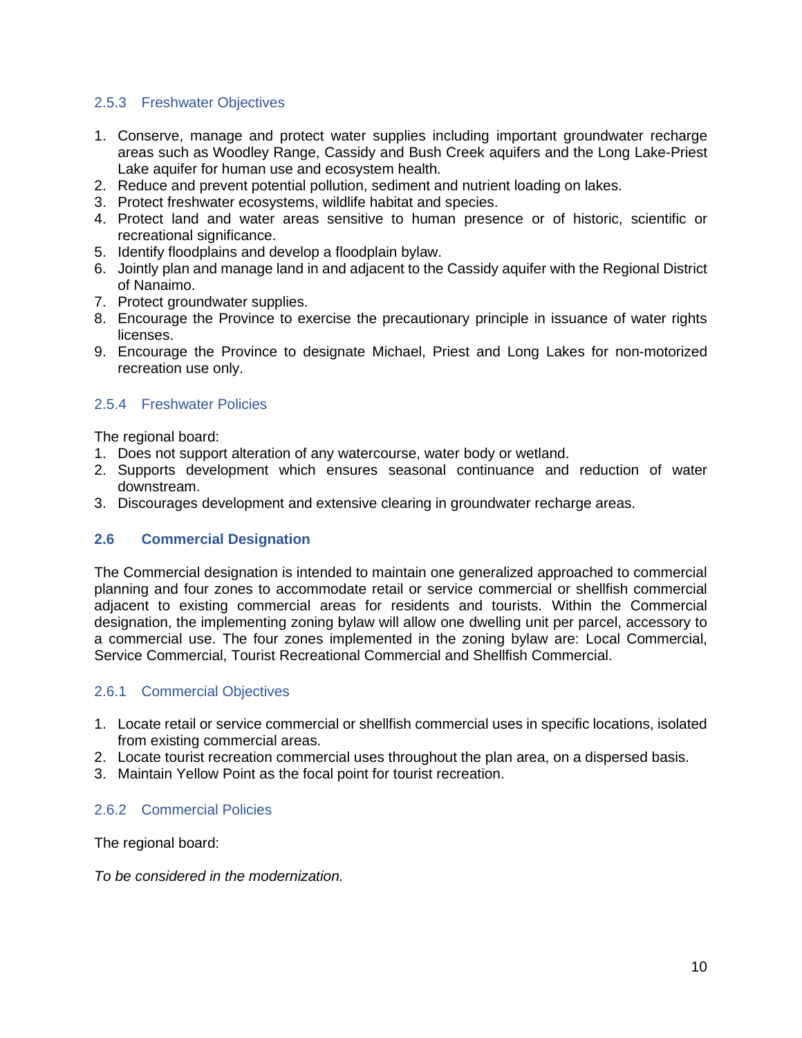### 2.5.3 Freshwater Objectives

1. Conserve, manage and protect water supplies including important groundwater recharge areas such as Woodley Range, Cassidy and Bush Creek aquifers and the Long Lake-Priest Lake aquifer for human use and ecosystem health.
2. Reduce and prevent potential pollution, sediment and nutrient loading on lakes.
3. Protect freshwater ecosystems, wildlife habitat and species.
4. Protect land and water areas sensitive to human presence or of historic, scientific or recreational significance.
5. Identify floodplains and develop a floodplain bylaw.
6. Jointly plan and manage land in and adjacent to the Cassidy aquifer with the Regional District of Nanaimo.
7. Protect groundwater supplies.
8. Encourage the Province to exercise the precautionary principle in issuance of water rights licenses.
9. Encourage the Province to designate Michael, Priest and Long Lakes for non-motorized recreation use only.

### 2.5.4 Freshwater Policies

The regional board:

1. Does not support alteration of any watercourse, water body or wetland.
2. Supports development which ensures seasonal continuance and reduction of water downstream.
3. Discourages development and extensive clearing in groundwater recharge areas.

## 2.6 Commercial Designation

The Commercial designation is intended to maintain one generalized approached to commercial planning and four zones to accommodate retail or service commercial or shellfish commercial adjacent to existing commercial areas for residents and tourists. Within the Commercial designation, the implementing zoning bylaw will allow one dwelling unit per parcel, accessory to a commercial use. The four zones implemented in the zoning bylaw are: Local Commercial, Service Commercial, Tourist Recreational Commercial and Shellfish Commercial.

### 2.6.1 Commercial Objectives

1. Locate retail or service commercial or shellfish commercial uses in specific locations, isolated from existing commercial areas.
2. Locate tourist recreation commercial uses throughout the plan area, on a dispersed basis.
3. Maintain Yellow Point as the focal point for tourist recreation.

### 2.6.2 Commercial Policies

The regional board:

*To be considered in the modernization.*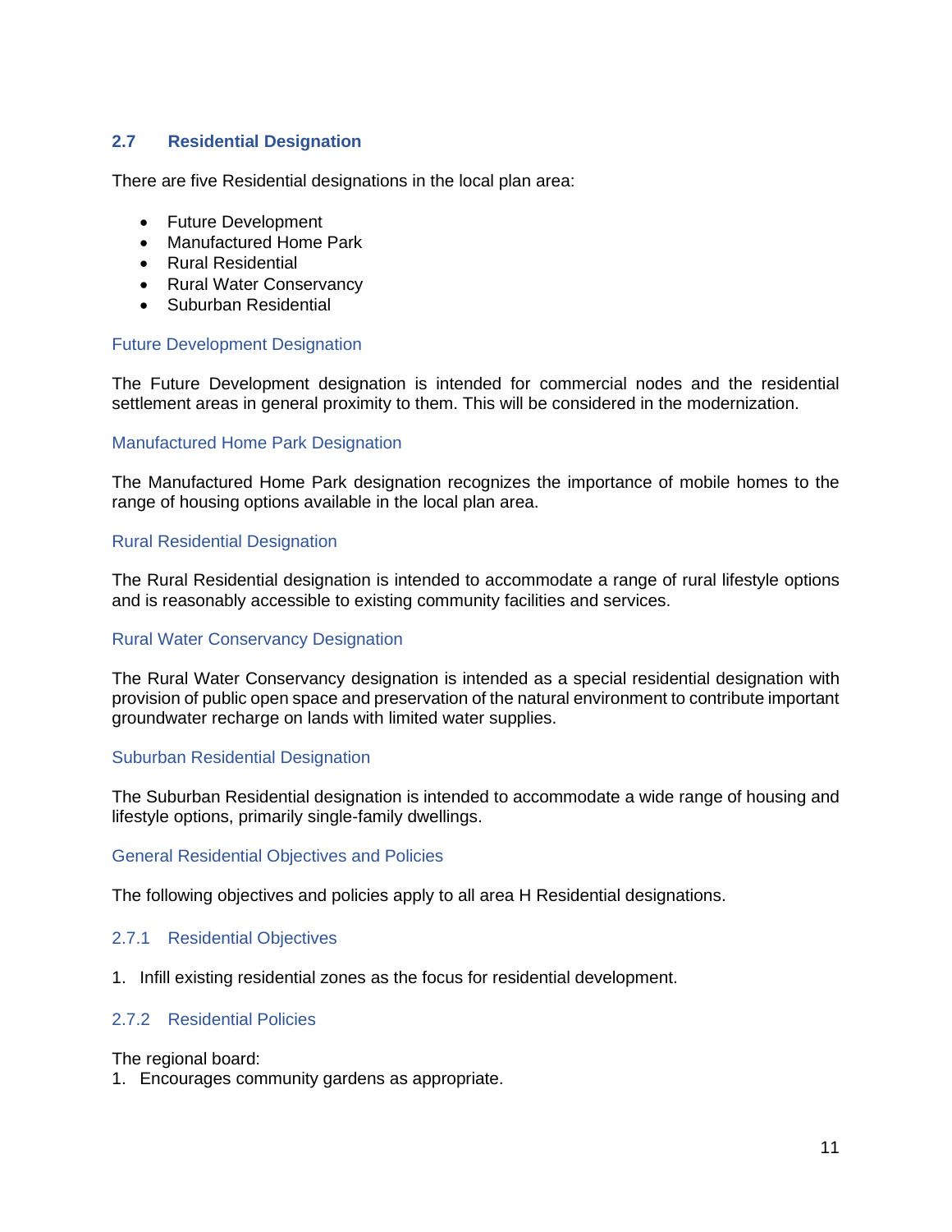## 2.7 Residential Designation

There are five Residential designations in the local plan area:

- Future Development
- Manufactured Home Park
- Rural Residential
- Rural Water Conservancy
- Suburban Residential

### Future Development Designation

The Future Development designation is intended for commercial nodes and the residential settlement areas in general proximity to them. This will be considered in the modernization.

### Manufactured Home Park Designation

The Manufactured Home Park designation recognizes the importance of mobile homes to the range of housing options available in the local plan area.

### Rural Residential Designation

The Rural Residential designation is intended to accommodate a range of rural lifestyle options and is reasonably accessible to existing community facilities and services.

### Rural Water Conservancy Designation

The Rural Water Conservancy designation is intended as a special residential designation with provision of public open space and preservation of the natural environment to contribute important groundwater recharge on lands with limited water supplies.

### Suburban Residential Designation

The Suburban Residential designation is intended to accommodate a wide range of housing and lifestyle options, primarily single-family dwellings.

### General Residential Objectives and Policies

The following objectives and policies apply to all area H Residential designations.

### 2.7.1 Residential Objectives

1. Infill existing residential zones as the focus for residential development.

### 2.7.2 Residential Policies

The regional board:

1. Encourages community gardens as appropriate.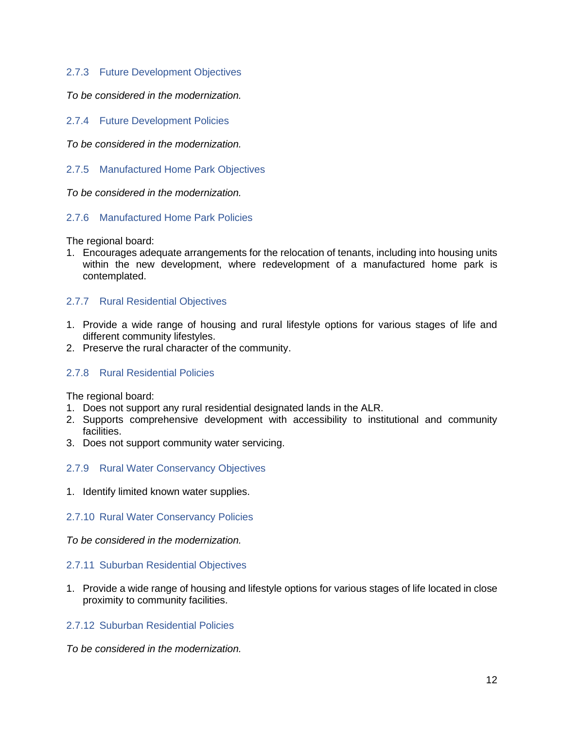### 2.7.3 Future Development Objectives

*To be considered in the modernization.*

### 2.7.4 Future Development Policies

*To be considered in the modernization.*

### 2.7.5 Manufactured Home Park Objectives

*To be considered in the modernization.*

### 2.7.6 Manufactured Home Park Policies

The regional board:

1. Encourages adequate arrangements for the relocation of tenants, including into housing units within the new development, where redevelopment of a manufactured home park is contemplated.

### 2.7.7 Rural Residential Objectives

1. Provide a wide range of housing and rural lifestyle options for various stages of life and different community lifestyles.
2. Preserve the rural character of the community.

### 2.7.8 Rural Residential Policies

The regional board:

1. Does not support any rural residential designated lands in the ALR.
2. Supports comprehensive development with accessibility to institutional and community facilities.
3. Does not support community water servicing.

### 2.7.9 Rural Water Conservancy Objectives

1. Identify limited known water supplies.

### 2.7.10 Rural Water Conservancy Policies

*To be considered in the modernization.*

### 2.7.11 Suburban Residential Objectives

1. Provide a wide range of housing and lifestyle options for various stages of life located in close proximity to community facilities.

### 2.7.12 Suburban Residential Policies

*To be considered in the modernization.*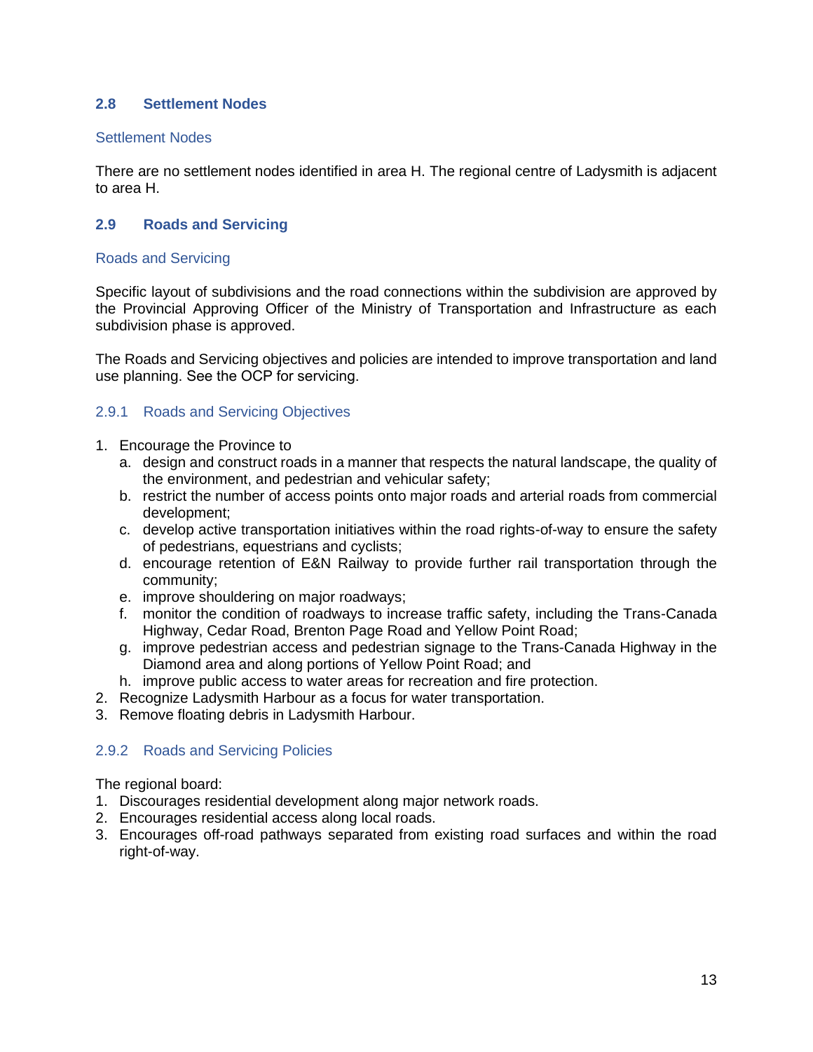## 2.8 Settlement Nodes

### Settlement Nodes

There are no settlement nodes identified in area H. The regional centre of Ladysmith is adjacent to area H.

## 2.9 Roads and Servicing

### Roads and Servicing

Specific layout of subdivisions and the road connections within the subdivision are approved by the Provincial Approving Officer of the Ministry of Transportation and Infrastructure as each subdivision phase is approved.

The Roads and Servicing objectives and policies are intended to improve transportation and land use planning. See the OCP for servicing.

### 2.9.1 Roads and Servicing Objectives

1. Encourage the Province to
   a. design and construct roads in a manner that respects the natural landscape, the quality of the environment, and pedestrian and vehicular safety;
   b. restrict the number of access points onto major roads and arterial roads from commercial development;
   c. develop active transportation initiatives within the road rights-of-way to ensure the safety of pedestrians, equestrians and cyclists;
   d. encourage retention of E&N Railway to provide further rail transportation through the community;
   e. improve shouldering on major roadways;
   f. monitor the condition of roadways to increase traffic safety, including the Trans-Canada Highway, Cedar Road, Brenton Page Road and Yellow Point Road;
   g. improve pedestrian access and pedestrian signage to the Trans-Canada Highway in the Diamond area and along portions of Yellow Point Road; and
   h. improve public access to water areas for recreation and fire protection.
2. Recognize Ladysmith Harbour as a focus for water transportation.
3. Remove floating debris in Ladysmith Harbour.

### 2.9.2 Roads and Servicing Policies

The regional board:

1. Discourages residential development along major network roads.
2. Encourages residential access along local roads.
3. Encourages off-road pathways separated from existing road surfaces and within the road right-of-way.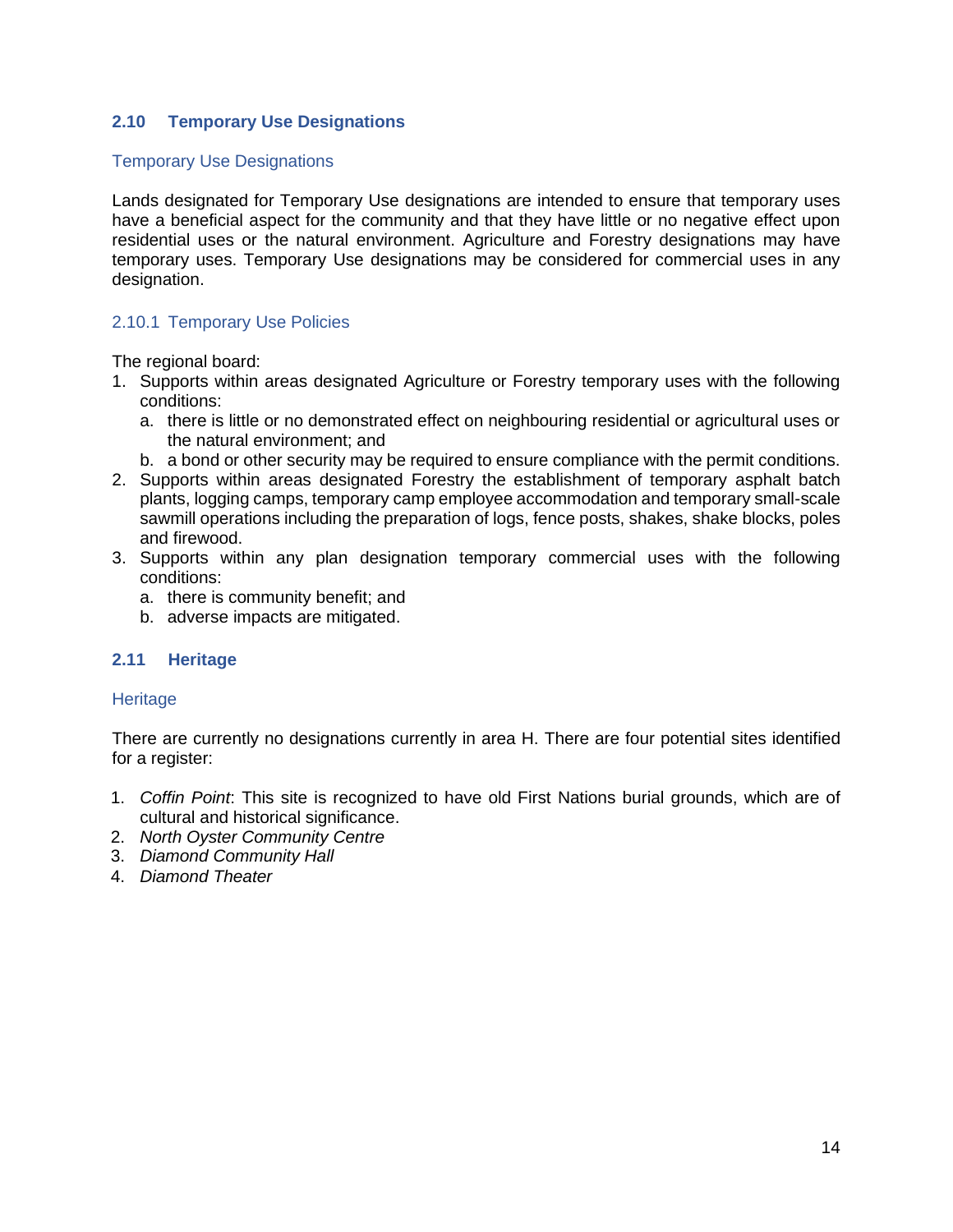## 2.10 Temporary Use Designations

### Temporary Use Designations

Lands designated for Temporary Use designations are intended to ensure that temporary uses have a beneficial aspect for the community and that they have little or no negative effect upon residential uses or the natural environment. Agriculture and Forestry designations may have temporary uses. Temporary Use designations may be considered for commercial uses in any designation.

### 2.10.1 Temporary Use Policies

The regional board:

1. Supports within areas designated Agriculture or Forestry temporary uses with the following conditions:
   a. there is little or no demonstrated effect on neighbouring residential or agricultural uses or the natural environment; and
   b. a bond or other security may be required to ensure compliance with the permit conditions.
2. Supports within areas designated Forestry the establishment of temporary asphalt batch plants, logging camps, temporary camp employee accommodation and temporary small-scale sawmill operations including the preparation of logs, fence posts, shakes, shake blocks, poles and firewood.
3. Supports within any plan designation temporary commercial uses with the following conditions:
   a. there is community benefit; and
   b. adverse impacts are mitigated.

## 2.11 Heritage

### Heritage

There are currently no designations currently in area H. There are four potential sites identified for a register:

1. *Coffin Point*: This site is recognized to have old First Nations burial grounds, which are of cultural and historical significance.
2. *North Oyster Community Centre*
3. *Diamond Community Hall*
4. *Diamond Theater*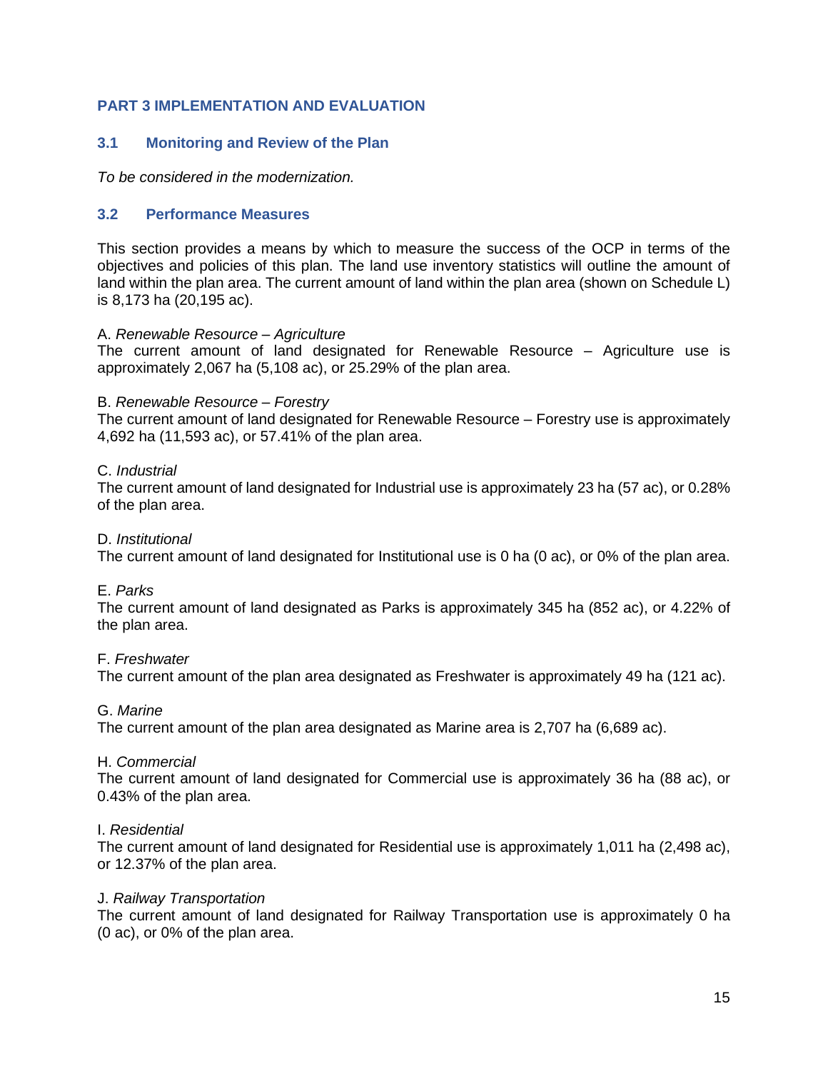## PART 3 IMPLEMENTATION AND EVALUATION

### 3.1 Monitoring and Review of the Plan

*To be considered in the modernization.*

### 3.2 Performance Measures

This section provides a means by which to measure the success of the OCP in terms of the objectives and policies of this plan. The land use inventory statistics will outline the amount of land within the plan area. The current amount of land within the plan area (shown on Schedule L) is 8,173 ha (20,195 ac).

A. *Renewable Resource – Agriculture*
The current amount of land designated for Renewable Resource – Agriculture use is approximately 2,067 ha (5,108 ac), or 25.29% of the plan area.

B. *Renewable Resource – Forestry*
The current amount of land designated for Renewable Resource – Forestry use is approximately 4,692 ha (11,593 ac), or 57.41% of the plan area.

C. *Industrial*
The current amount of land designated for Industrial use is approximately 23 ha (57 ac), or 0.28% of the plan area.

D. *Institutional*
The current amount of land designated for Institutional use is 0 ha (0 ac), or 0% of the plan area.

E. *Parks*
The current amount of land designated as Parks is approximately 345 ha (852 ac), or 4.22% of the plan area.

F. *Freshwater*
The current amount of the plan area designated as Freshwater is approximately 49 ha (121 ac).

G. *Marine*
The current amount of the plan area designated as Marine area is 2,707 ha (6,689 ac).

H. *Commercial*
The current amount of land designated for Commercial use is approximately 36 ha (88 ac), or 0.43% of the plan area.

I. *Residential*
The current amount of land designated for Residential use is approximately 1,011 ha (2,498 ac), or 12.37% of the plan area.

J. *Railway Transportation*
The current amount of land designated for Railway Transportation use is approximately 0 ha (0 ac), or 0% of the plan area.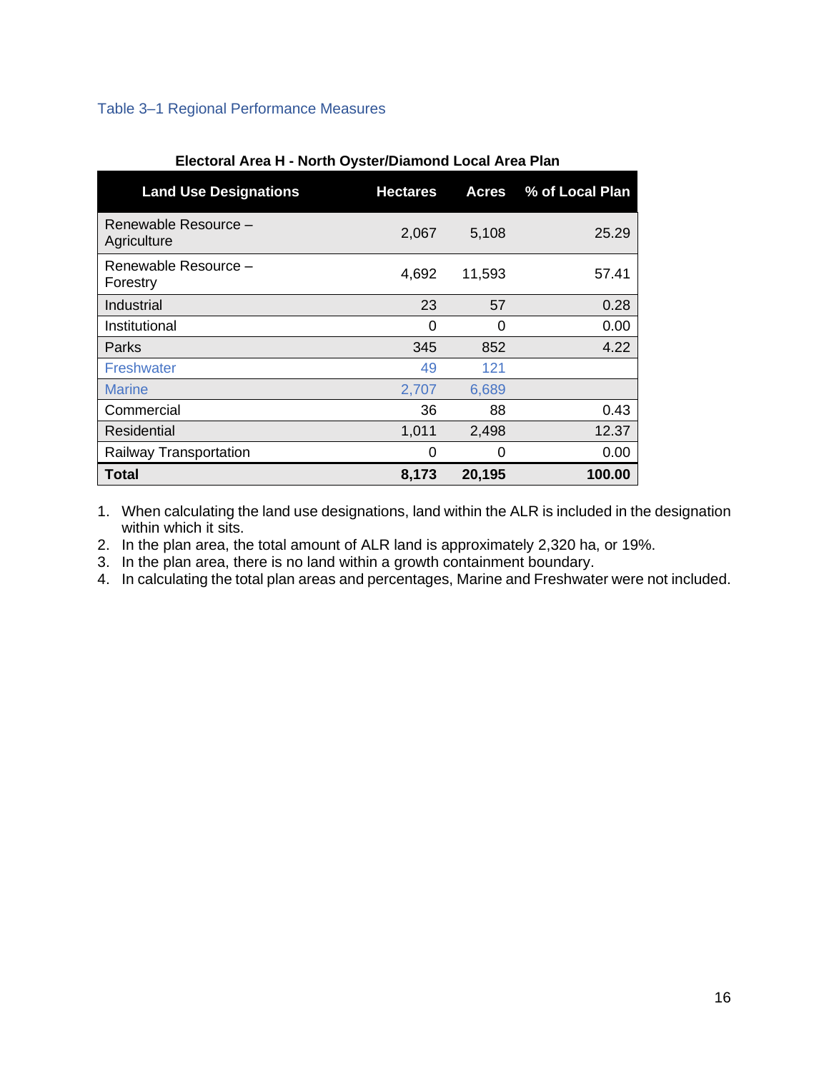Table 3–1 Regional Performance Measures

**Electoral Area H - North Oyster/Diamond Local Area Plan**

| Land Use Designations | Hectares | Acres | % of Local Plan |
|---|---|---|---|
| Renewable Resource – Agriculture | 2,067 | 5,108 | 25.29 |
| Renewable Resource – Forestry | 4,692 | 11,593 | 57.41 |
| Industrial | 23 | 57 | 0.28 |
| Institutional | 0 | 0 | 0.00 |
| Parks | 345 | 852 | 4.22 |
| Freshwater | 49 | 121 | |
| Marine | 2,707 | 6,689 | |
| Commercial | 36 | 88 | 0.43 |
| Residential | 1,011 | 2,498 | 12.37 |
| Railway Transportation | 0 | 0 | 0.00 |
| **Total** | **8,173** | **20,195** | **100.00** |

1. When calculating the land use designations, land within the ALR is included in the designation within which it sits.
2. In the plan area, the total amount of ALR land is approximately 2,320 ha, or 19%.
3. In the plan area, there is no land within a growth containment boundary.
4. In calculating the total plan areas and percentages, Marine and Freshwater were not included.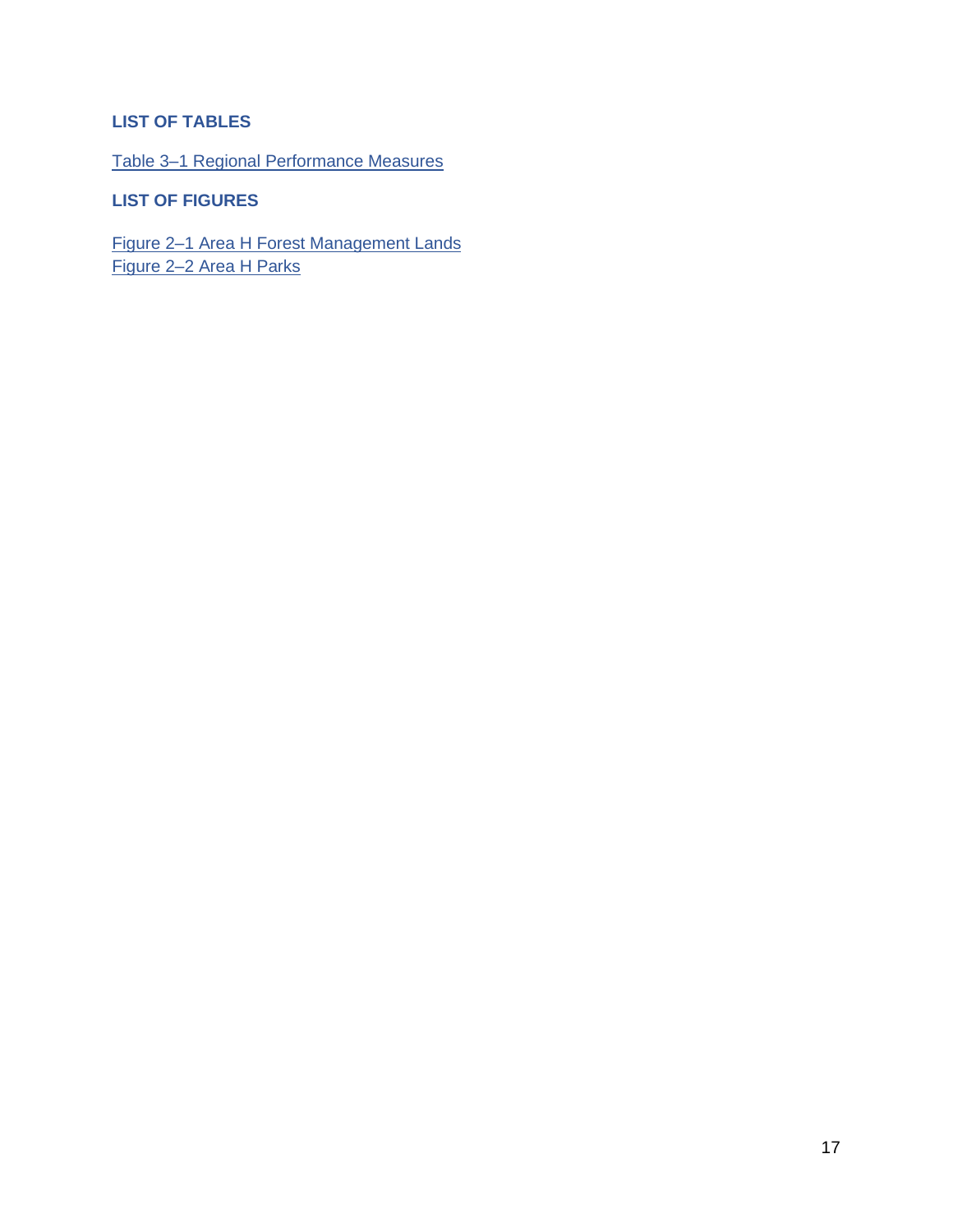## LIST OF TABLES

Table 3–1 Regional Performance Measures

## LIST OF FIGURES

Figure 2–1 Area H Forest Management Lands
Figure 2–2 Area H Parks